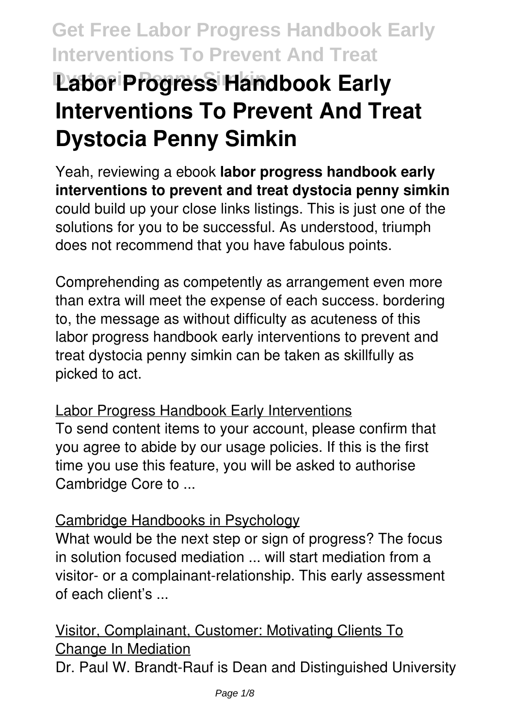# Labor Progress Handbook Early Interventions To Prevent And Treat Dystocia Penny Simkin

Yeah, reviewing a ebook **labor progress handbook early interventions to prevent and treat dystocia penny simkin** could build up your close links listings. This is just one of the solutions for you to be successful. As understood, triumph does not recommend that you have fabulous points.

Comprehending as competently as arrangement even more than extra will meet the expense of each success. bordering to, the message as without difficulty as acuteness of this labor progress handbook early interventions to prevent and treat dystocia penny simkin can be taken as skillfully as picked to act.

Labor Progress Handbook Early Interventions

To send content items to your account, please confirm that you agree to abide by our usage policies. If this is the first time you use this feature, you will be asked to authorise Cambridge Core to ...

Cambridge Handbooks in Psychology

What would be the next step or sign of progress? The focus in solution focused mediation ... will start mediation from a visitor- or a complainant-relationship. This early assessment of each client's ...

Visitor, Complainant, Customer: Motivating Clients To Change In Mediation

Dr. Paul W. Brandt-Rauf is Dean and Distinguished University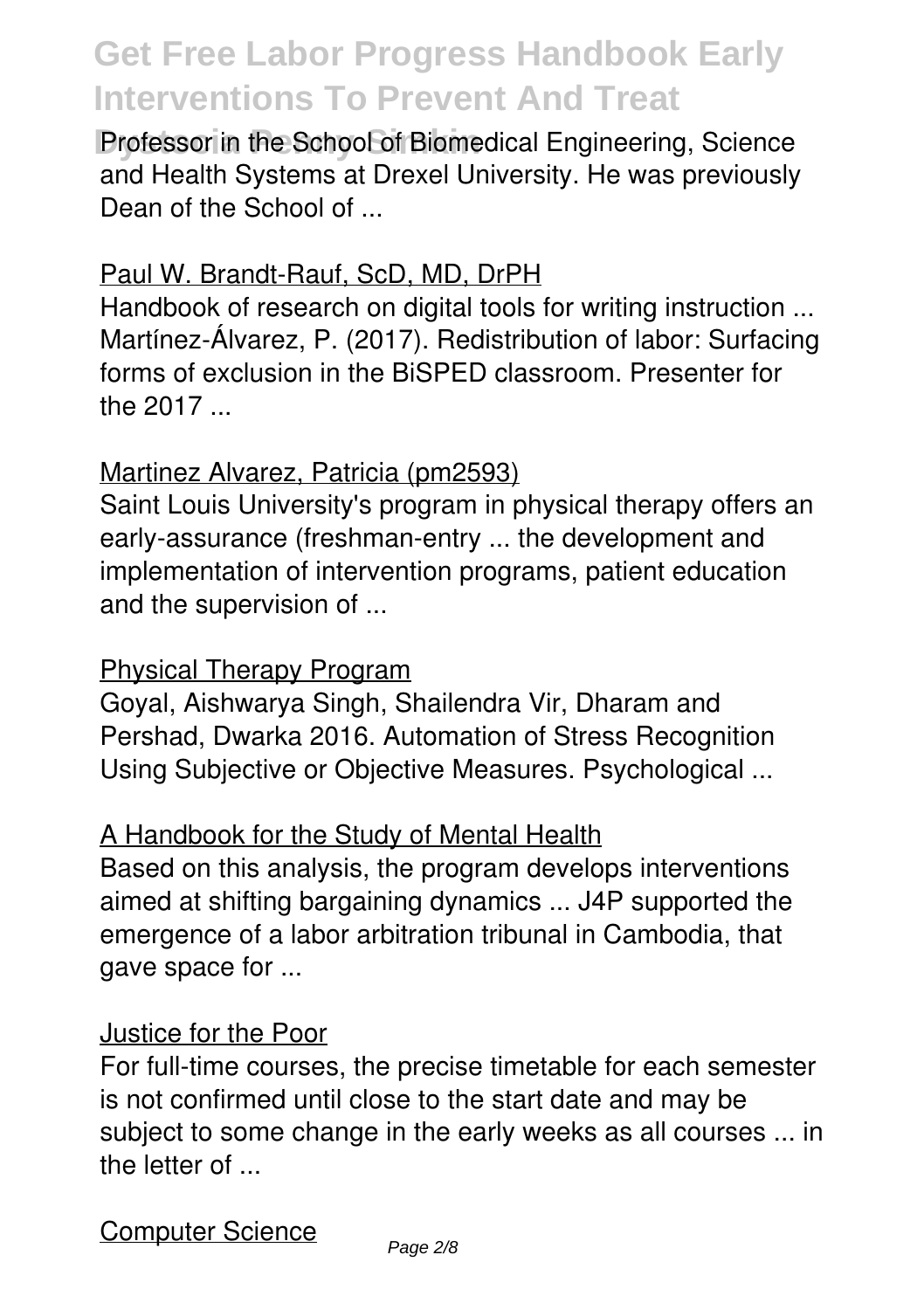Professor in the School of Biomedical Engineering, Science and Health Systems at Drexel University. He was previously Dean of the School of ...

## Paul W. Brandt-Rauf, ScD, MD, DrPH

Handbook of research on digital tools for writing instruction ... Martínez-Álvarez, P. (2017). Redistribution of labor: Surfacing forms of exclusion in the BiSPED classroom. Presenter for the 2017 ...

## Martinez Alvarez, Patricia (pm2593)

Saint Louis University's program in physical therapy offers an early-assurance (freshman-entry ... the development and implementation of intervention programs, patient education and the supervision of ...

## Physical Therapy Program

Goyal, Aishwarya Singh, Shailendra Vir, Dharam and Pershad, Dwarka 2016. Automation of Stress Recognition Using Subjective or Objective Measures. Psychological ...

## A Handbook for the Study of Mental Health

Based on this analysis, the program develops interventions aimed at shifting bargaining dynamics ... J4P supported the emergence of a labor arbitration tribunal in Cambodia, that gave space for ...

## Justice for the Poor

For full-time courses, the precise timetable for each semester is not confirmed until close to the start date and may be subject to some change in the early weeks as all courses ... in the letter of ...

## Computer Science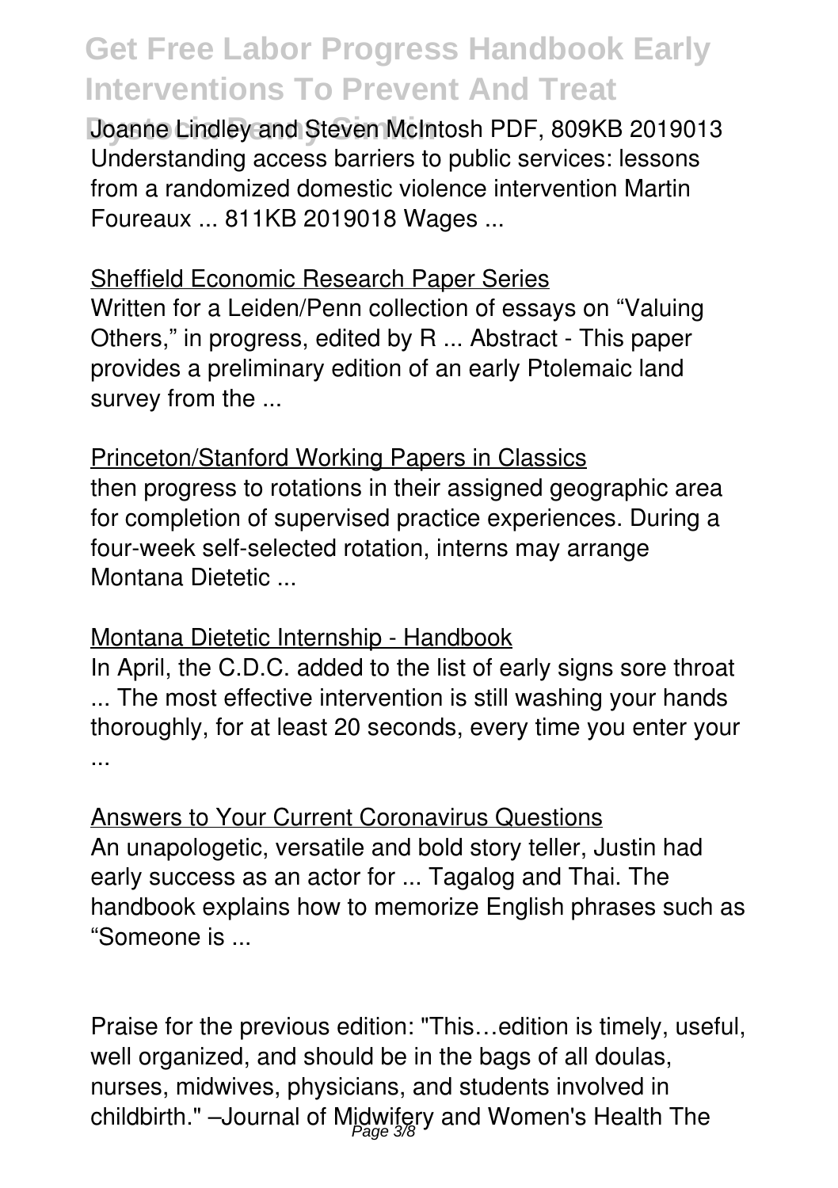Joanne Lindley and Steven McIntosh PDF, 809KB 2019013 Understanding access barriers to public services: lessons from a randomized domestic violence intervention Martin Foureaux ... 811KB 2019018 Wages ...

Sheffield Economic Research Paper Series

Written for a Leiden/Penn collection of essays on "Valuing Others," in progress, edited by R ... Abstract - This paper provides a preliminary edition of an early Ptolemaic land survey from the ...

Princeton/Stanford Working Papers in Classics

then progress to rotations in their assigned geographic area for completion of supervised practice experiences. During a four-week self-selected rotation, interns may arrange Montana Dietetic ...

Montana Dietetic Internship - Handbook

In April, the C.D.C. added to the list of early signs sore throat ... The most effective intervention is still washing your hands thoroughly, for at least 20 seconds, every time you enter your ...

Answers to Your Current Coronavirus Questions

An unapologetic, versatile and bold story teller, Justin had early success as an actor for ... Tagalog and Thai. The handbook explains how to memorize English phrases such as "Someone is ...

Praise for the previous edition: "This…edition is timely, useful, well organized, and should be in the bags of all doulas, nurses, midwives, physicians, and students involved in childbirth." –Journal of Midwifery and Women's Health The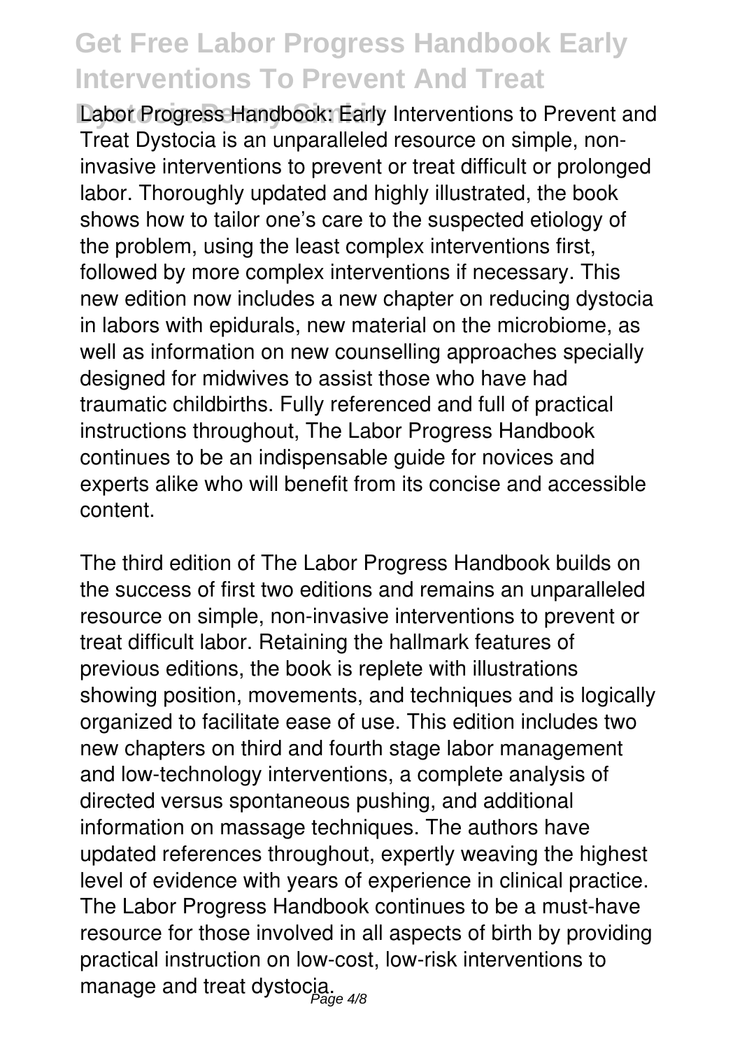Labor Progress Handbook: Early Interventions to Prevent and Treat Dystocia is an unparalleled resource on simple, non-invasive interventions to prevent or treat difficult or prolonged labor. Thoroughly updated and highly illustrated, the book shows how to tailor one's care to the suspected etiology of the problem, using the least complex interventions first, followed by more complex interventions if necessary. This new edition now includes a new chapter on reducing dystocia in labors with epidurals, new material on the microbiome, as well as information on new counselling approaches specially designed for midwives to assist those who have had traumatic childbirths. Fully referenced and full of practical instructions throughout, The Labor Progress Handbook continues to be an indispensable guide for novices and experts alike who will benefit from its concise and accessible content.

The third edition of The Labor Progress Handbook builds on the success of first two editions and remains an unparalleled resource on simple, non-invasive interventions to prevent or treat difficult labor. Retaining the hallmark features of previous editions, the book is replete with illustrations showing position, movements, and techniques and is logically organized to facilitate ease of use. This edition includes two new chapters on third and fourth stage labor management and low-technology interventions, a complete analysis of directed versus spontaneous pushing, and additional information on massage techniques. The authors have updated references throughout, expertly weaving the highest level of evidence with years of experience in clinical practice. The Labor Progress Handbook continues to be a must-have resource for those involved in all aspects of birth by providing practical instruction on low-cost, low-risk interventions to manage and treat dystocia.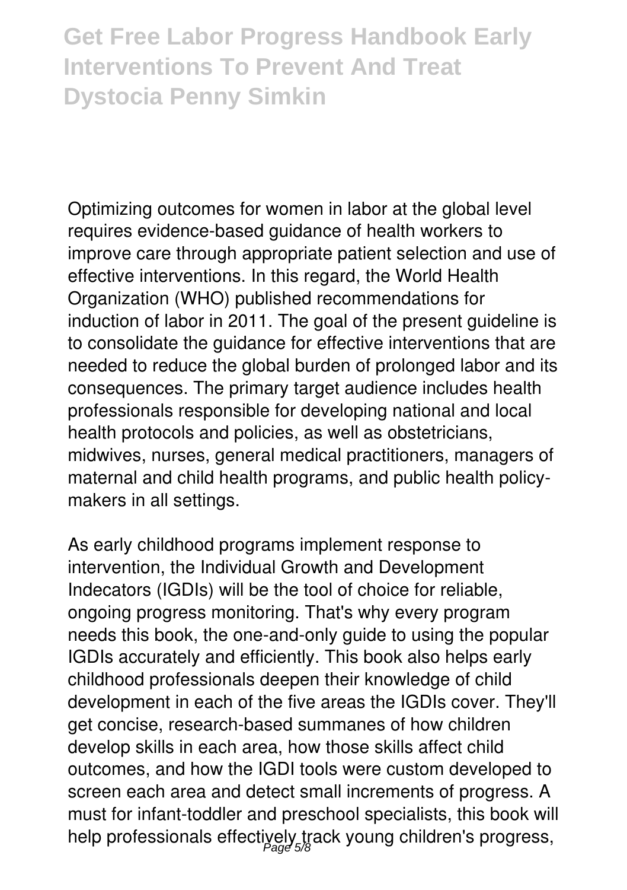Optimizing outcomes for women in labor at the global level requires evidence-based guidance of health workers to improve care through appropriate patient selection and use of effective interventions. In this regard, the World Health Organization (WHO) published recommendations for induction of labor in 2011. The goal of the present guideline is to consolidate the guidance for effective interventions that are needed to reduce the global burden of prolonged labor and its consequences. The primary target audience includes health professionals responsible for developing national and local health protocols and policies, as well as obstetricians, midwives, nurses, general medical practitioners, managers of maternal and child health programs, and public health policy-makers in all settings.

As early childhood programs implement response to intervention, the Individual Growth and Development Indecators (IGDIs) will be the tool of choice for reliable, ongoing progress monitoring. That's why every program needs this book, the one-and-only guide to using the popular IGDIs accurately and efficiently. This book also helps early childhood professionals deepen their knowledge of child development in each of the five areas the IGDIs cover. They'll get concise, research-based summanes of how children develop skills in each area, how those skills affect child outcomes, and how the IGDI tools were custom developed to screen each area and detect small increments of progress. A must for infant-toddler and preschool specialists, this book will help professionals effectively track young children's progress,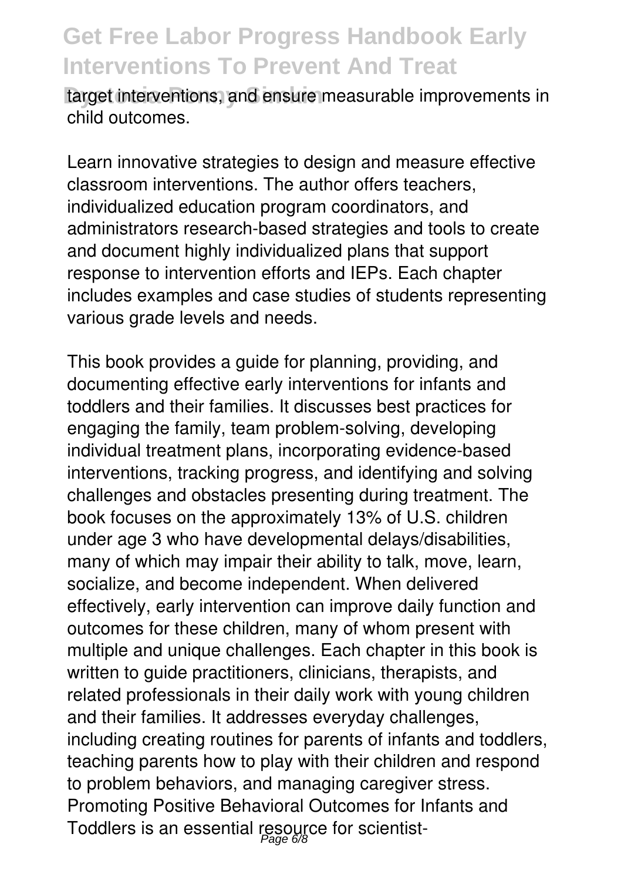target interventions, and ensure measurable improvements in child outcomes.

Learn innovative strategies to design and measure effective classroom interventions. The author offers teachers, individualized education program coordinators, and administrators research-based strategies and tools to create and document highly individualized plans that support response to intervention efforts and IEPs. Each chapter includes examples and case studies of students representing various grade levels and needs.

This book provides a guide for planning, providing, and documenting effective early interventions for infants and toddlers and their families. It discusses best practices for engaging the family, team problem-solving, developing individual treatment plans, incorporating evidence-based interventions, tracking progress, and identifying and solving challenges and obstacles presenting during treatment. The book focuses on the approximately 13% of U.S. children under age 3 who have developmental delays/disabilities, many of which may impair their ability to talk, move, learn, socialize, and become independent. When delivered effectively, early intervention can improve daily function and outcomes for these children, many of whom present with multiple and unique challenges. Each chapter in this book is written to guide practitioners, clinicians, therapists, and related professionals in their daily work with young children and their families. It addresses everyday challenges, including creating routines for parents of infants and toddlers, teaching parents how to play with their children and respond to problem behaviors, and managing caregiver stress. Promoting Positive Behavioral Outcomes for Infants and Toddlers is an essential resource for scientist-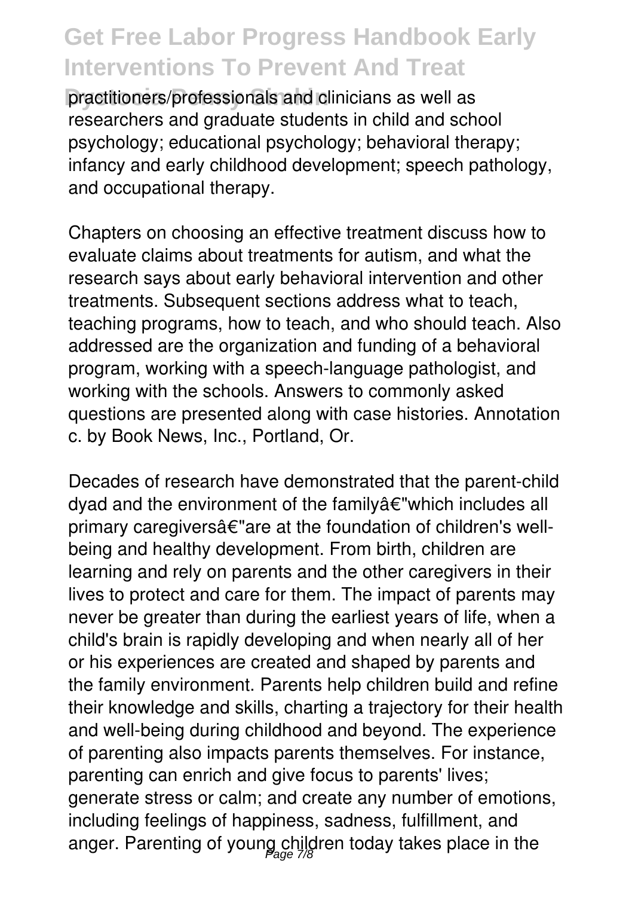practitioners/professionals and clinicians as well as researchers and graduate students in child and school psychology; educational psychology; behavioral therapy; infancy and early childhood development; speech pathology, and occupational therapy.

Chapters on choosing an effective treatment discuss how to evaluate claims about treatments for autism, and what the research says about early behavioral intervention and other treatments. Subsequent sections address what to teach, teaching programs, how to teach, and who should teach. Also addressed are the organization and funding of a behavioral program, working with a speech-language pathologist, and working with the schools. Answers to commonly asked questions are presented along with case histories. Annotation c. by Book News, Inc., Portland, Or.

Decades of research have demonstrated that the parent-child dyad and the environment of the familyâ€"which includes all primary caregiversâ€"are at the foundation of children's well-being and healthy development. From birth, children are learning and rely on parents and the other caregivers in their lives to protect and care for them. The impact of parents may never be greater than during the earliest years of life, when a child's brain is rapidly developing and when nearly all of her or his experiences are created and shaped by parents and the family environment. Parents help children build and refine their knowledge and skills, charting a trajectory for their health and well-being during childhood and beyond. The experience of parenting also impacts parents themselves. For instance, parenting can enrich and give focus to parents' lives; generate stress or calm; and create any number of emotions, including feelings of happiness, sadness, fulfillment, and anger. Parenting of young children today takes place in the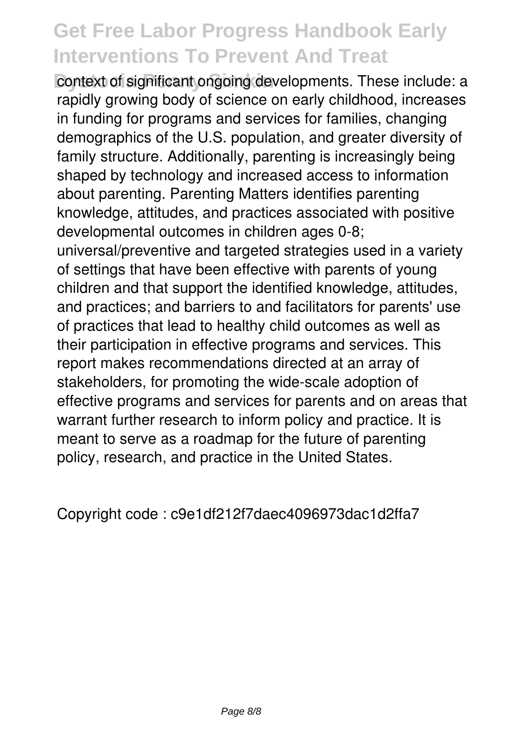context of significant ongoing developments. These include: a rapidly growing body of science on early childhood, increases in funding for programs and services for families, changing demographics of the U.S. population, and greater diversity of family structure. Additionally, parenting is increasingly being shaped by technology and increased access to information about parenting. Parenting Matters identifies parenting knowledge, attitudes, and practices associated with positive developmental outcomes in children ages 0-8; universal/preventive and targeted strategies used in a variety of settings that have been effective with parents of young children and that support the identified knowledge, attitudes, and practices; and barriers to and facilitators for parents' use of practices that lead to healthy child outcomes as well as their participation in effective programs and services. This report makes recommendations directed at an array of stakeholders, for promoting the wide-scale adoption of effective programs and services for parents and on areas that warrant further research to inform policy and practice. It is meant to serve as a roadmap for the future of parenting policy, research, and practice in the United States.

Copyright code : c9e1df212f7daec4096973dac1d2ffa7